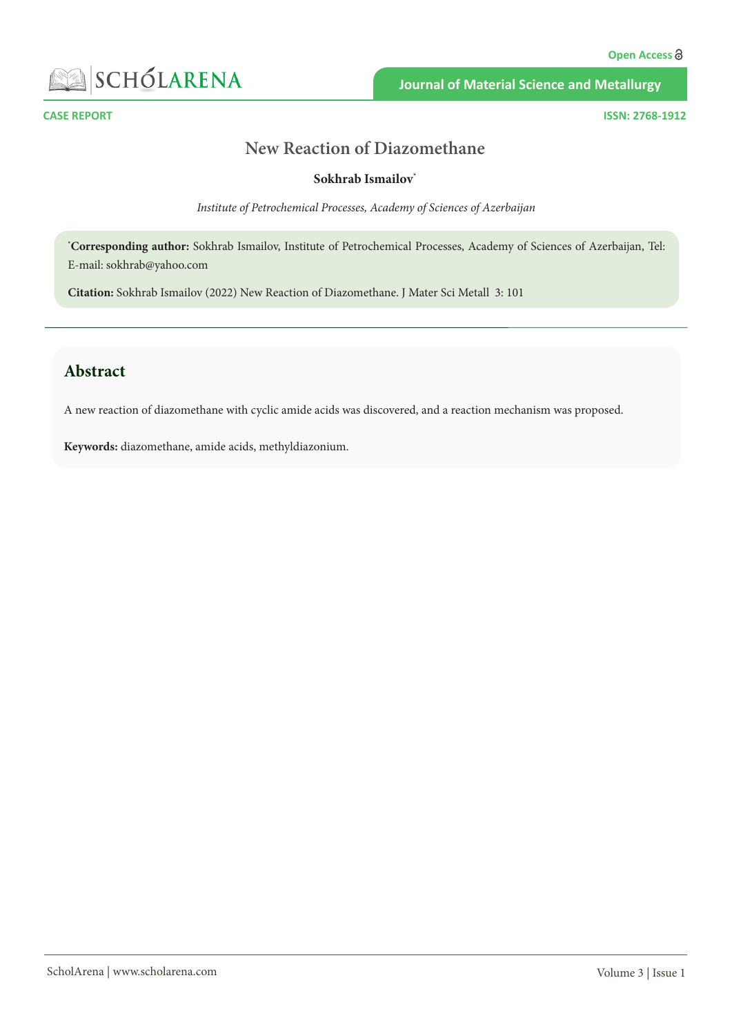CASE REPORT

ISSN: 2768-1912

# New Reaction of Diazomethane

**Sokhrab Ismailov***

*Institute of Petrochemical Processes, Academy of Sciences of Azerbaijan*

***Corresponding author:** Sokhrab Ismailov, Institute of Petrochemical Processes, Academy of Sciences of Azerbaijan, Tel: E-mail: sokhrab@yahoo.com

**Citation:** Sokhrab Ismailov (2022) New Reaction of Diazomethane. J Mater Sci Metall 3: 101

## Abstract

A new reaction of diazomethane with cyclic amide acids was discovered, and a reaction mechanism was proposed.

**Keywords:** diazomethane, amide acids, methyldiazonium.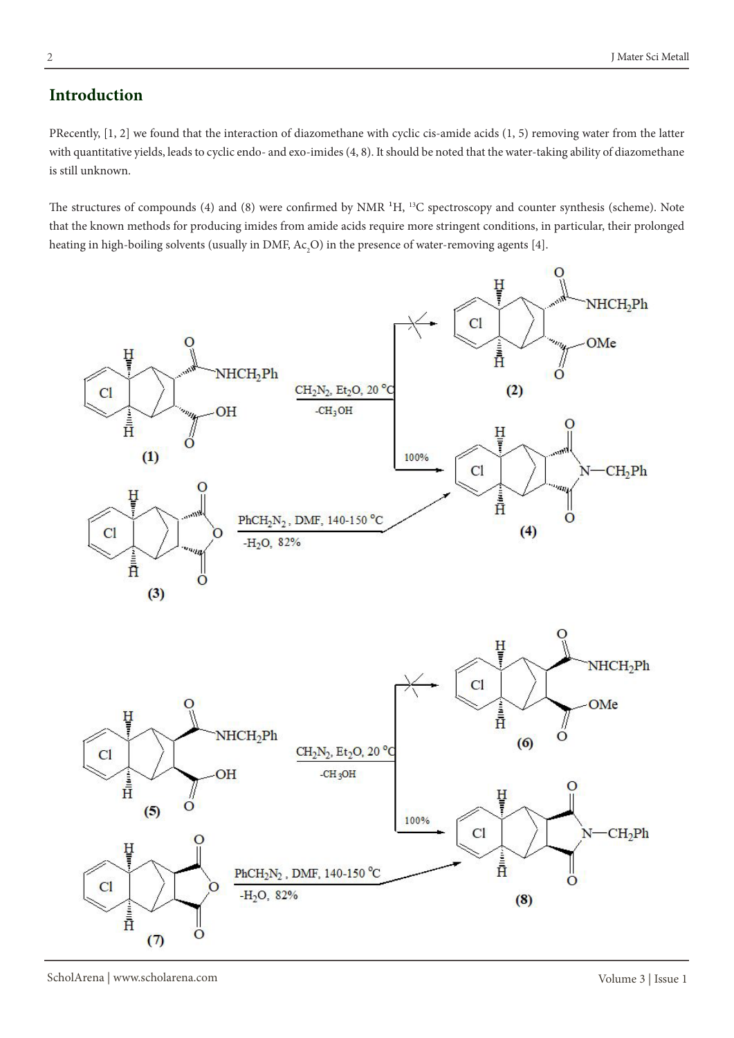## Introduction

PRecently, [1, 2] we found that the interaction of diazomethane with cyclic cis-amide acids (1, 5) removing water from the latter with quantitative yields, leads to cyclic endo- and exo-imides (4, 8). It should be noted that the water-taking ability of diazomethane is still unknown.

The structures of compounds (4) and (8) were confirmed by NMR $^{1}H$, $^{13}C$ spectroscopy and counter synthesis (scheme). Note that the known methods for producing imides from amide acids require more stringent conditions, in particular, their prolonged heating in high-boiling solvents (usually in DMF, $Ac_2O$) in the presence of water-removing agents [4].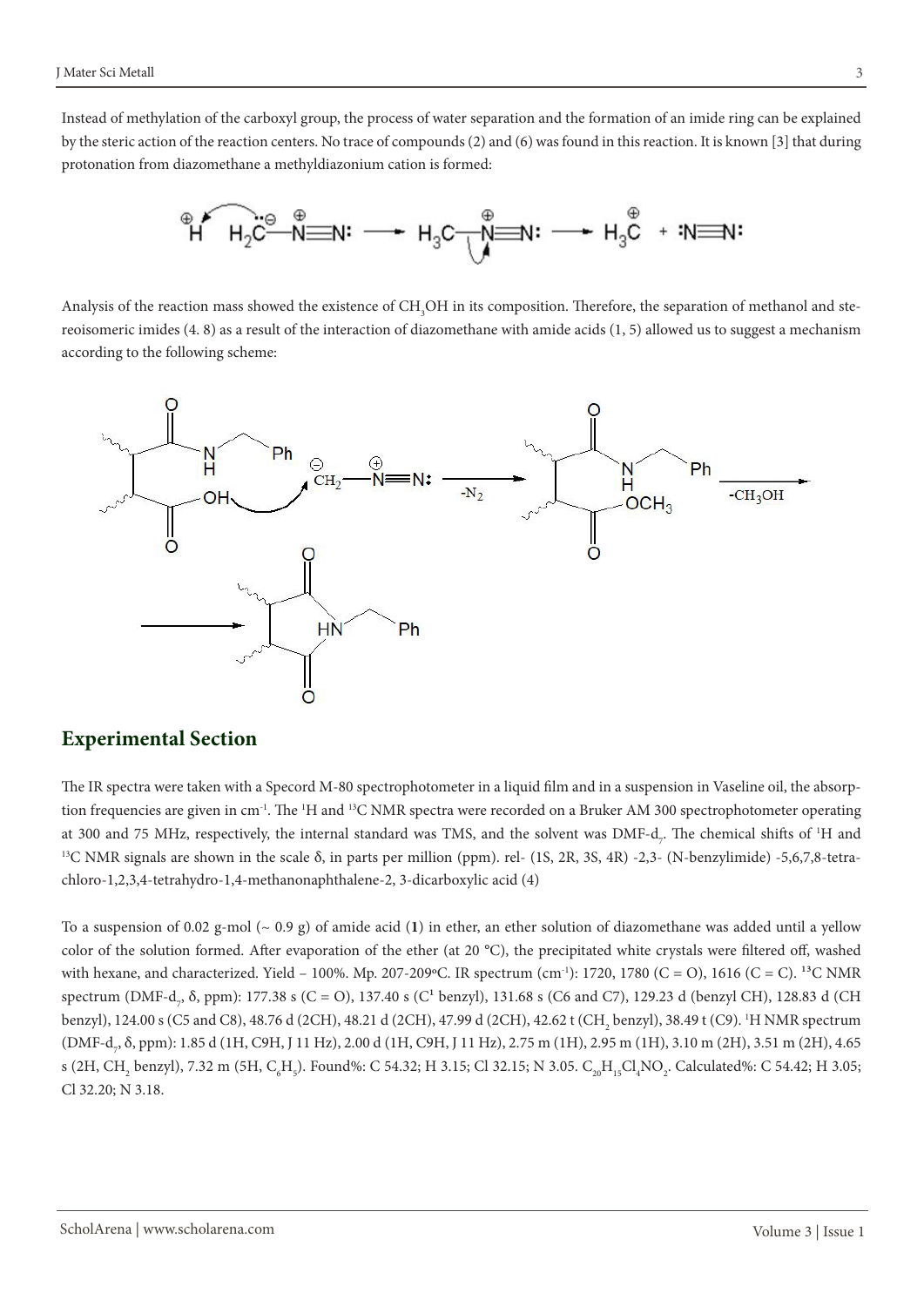Instead of methylation of the carboxyl group, the process of water separation and the formation of an imide ring can be explained by the steric action of the reaction centers. No trace of compounds (2) and (6) was found in this reaction. It is known [3] that during protonation from diazomethane a methyldiazonium cation is formed:

$$H^{\oplus} + H_2\overset{\ominus}{C}-\overset{\oplus}{N}\equiv N: \longrightarrow H_3C-\overset{\oplus}{N}\equiv N: \longrightarrow H_3\overset{\oplus}{C} + :N\equiv N:$$

Analysis of the reaction mass showed the existence of $CH_3OH$ in its composition. Therefore, the separation of methanol and stereoisomeric imides (4. 8) as a result of the interaction of diazomethane with amide acids (1, 5) allowed us to suggest a mechanism according to the following scheme:

## Experimental Section

The IR spectra were taken with a Specord M-80 spectrophotometer in a liquid film and in a suspension in Vaseline oil, the absorption frequencies are given in $cm^{-1}$. The $^1H$ and $^{13}C$ NMR spectra were recorded on a Bruker AM 300 spectrophotometer operating at 300 and 75 MHz, respectively, the internal standard was TMS, and the solvent was DMF-$d_7$. The chemical shifts of $^1H$ and $^{13}C$ NMR signals are shown in the scale δ, in parts per million (ppm). rel- (1S, 2R, 3S, 4R) -2,3- (N-benzylimide) -5,6,7,8-tetrachloro-1,2,3,4-tetrahydro-1,4-methanonaphthalene-2, 3-dicarboxylic acid (4)

To a suspension of 0.02 g-mol (~ 0.9 g) of amide acid (**1**) in ether, an ether solution of diazomethane was added until a yellow color of the solution formed. After evaporation of the ether (at 20 °C), the precipitated white crystals were filtered off, washed with hexane, and characterized. Yield – 100%. Mp. 207-209ºC. IR spectrum ($cm^{-1}$): 1720, 1780 (C = O), 1616 (C = C). $^{13}C$ NMR spectrum (DMF-$d_7$, δ, ppm): 177.38 s (C = O), 137.40 s ($C^1$ benzyl), 131.68 s (C6 and C7), 129.23 d (benzyl CH), 128.83 d (CH benzyl), 124.00 s (C5 and C8), 48.76 d (2CH), 48.21 d (2CH), 47.99 d (2CH), 42.62 t ($CH_2$ benzyl), 38.49 t (C9). $^1H$ NMR spectrum (DMF-$d_7$, δ, ppm): 1.85 d (1H, C9H, J 11 Hz), 2.00 d (1H, C9H, J 11 Hz), 2.75 m (1H), 2.95 m (1H), 3.10 m (2H), 3.51 m (2H), 4.65 s (2H, $CH_2$ benzyl), 7.32 m (5H, $C_6H_5$). Found%: C 54.32; H 3.15; Cl 32.15; N 3.05. $C_{20}H_{15}Cl_4NO_2$. Calculated%: C 54.42; H 3.05; Cl 32.20; N 3.18.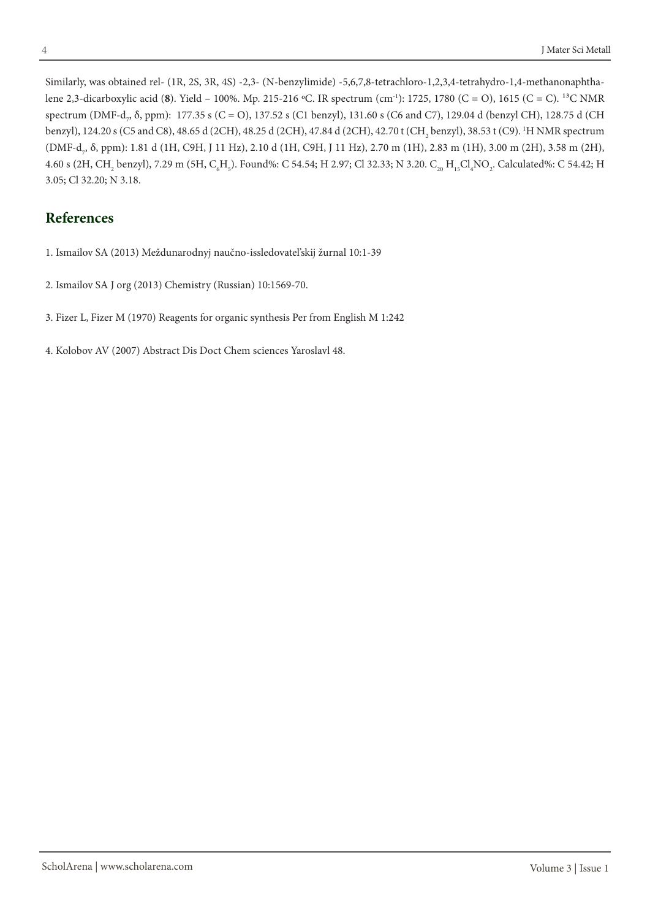Similarly, was obtained rel- (1R, 2S, 3R, 4S) -2,3- (N-benzylimide) -5,6,7,8-tetrachloro-1,2,3,4-tetrahydro-1,4-methanonaphthalene 2,3-dicarboxylic acid (**8**). Yield – 100%. Mp. 215-216 °C. IR spectrum (cm$^{-1}$): 1725, 1780 (C = O), 1615 (C = C). $^{13}$C NMR spectrum (DMF-$d_7$, δ, ppm): 177.35 s (C = O), 137.52 s (C1 benzyl), 131.60 s (C6 and C7), 129.04 d (benzyl CH), 128.75 d (CH benzyl), 124.20 s (C5 and C8), 48.65 d (2CH), 48.25 d (2CH), 47.84 d (2CH), 42.70 t ($CH_2$ benzyl), 38.53 t (C9). $^1$H NMR spectrum (DMF-$d_7$, δ, ppm): 1.81 d (1H, C9H, J 11 Hz), 2.10 d (1H, C9H, J 11 Hz), 2.70 m (1H), 2.83 m (1H), 3.00 m (2H), 3.58 m (2H), 4.60 s (2H, $CH_2$ benzyl), 7.29 m (5H, $C_6H_5$). Found%: C 54.54; H 2.97; Cl 32.33; N 3.20. $C_{20}H_{15}Cl_4NO_2$. Calculated%: C 54.42; H 3.05; Cl 32.20; N 3.18.

## References

1. Ismailov SA (2013) Meždunarodnyj naučno-issledovatel'skij žurnal 10:1-39

2. Ismailov SA J org (2013) Chemistry (Russian) 10:1569-70.

3. Fizer L, Fizer M (1970) Reagents for organic synthesis Per from English M 1:242

4. Kolobov AV (2007) Abstract Dis Doct Chem sciences Yaroslavl 48.